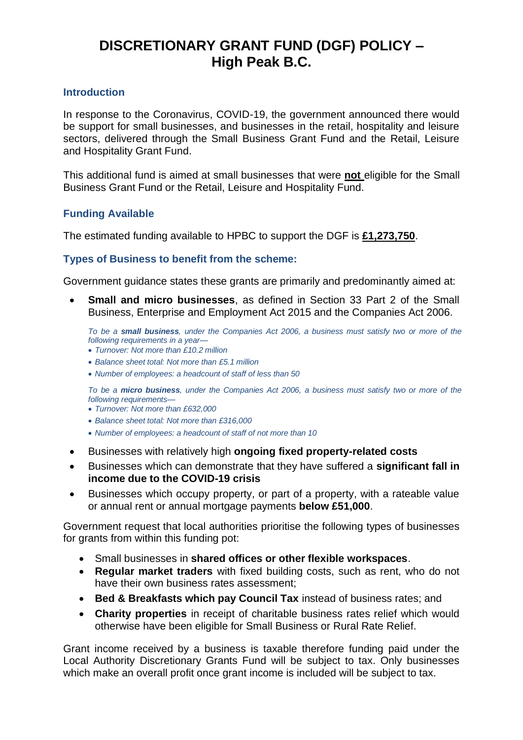# DISCRETIONARY GRANT FUND (DGF) POLICY – High Peak B.C.

## Introduction

In response to the Coronavirus, COVID-19, the government announced there would be support for small businesses, and businesses in the retail, hospitality and leisure sectors, delivered through the Small Business Grant Fund and the Retail, Leisure and Hospitality Grant Fund.

This additional fund is aimed at small businesses that were **not** eligible for the Small Business Grant Fund or the Retail, Leisure and Hospitality Fund.

## Funding Available

The estimated funding available to HPBC to support the DGF is **£1,273,750**.

## Types of Business to benefit from the scheme:

Government guidance states these grants are primarily and predominantly aimed at:

- **Small and micro businesses**, as defined in Section 33 Part 2 of the Small Business, Enterprise and Employment Act 2015 and the Companies Act 2006.

  *To be a **small business**, under the Companies Act 2006, a business must satisfy two or more of the following requirements in a year—*
  - *Turnover: Not more than £10.2 million*
  - *Balance sheet total: Not more than £5.1 million*
  - *Number of employees: a headcount of staff of less than 50*

  *To be a **micro business**, under the Companies Act 2006, a business must satisfy two or more of the following requirements—*
  - *Turnover: Not more than £632,000*
  - *Balance sheet total: Not more than £316,000*
  - *Number of employees: a headcount of staff of not more than 10*

- Businesses with relatively high **ongoing fixed property-related costs**
- Businesses which can demonstrate that they have suffered a **significant fall in income due to the COVID-19 crisis**
- Businesses which occupy property, or part of a property, with a rateable value or annual rent or annual mortgage payments **below £51,000**.

Government request that local authorities prioritise the following types of businesses for grants from within this funding pot:

- Small businesses in **shared offices or other flexible workspaces**.
- **Regular market traders** with fixed building costs, such as rent, who do not have their own business rates assessment;
- **Bed & Breakfasts which pay Council Tax** instead of business rates; and
- **Charity properties** in receipt of charitable business rates relief which would otherwise have been eligible for Small Business or Rural Rate Relief.

Grant income received by a business is taxable therefore funding paid under the Local Authority Discretionary Grants Fund will be subject to tax. Only businesses which make an overall profit once grant income is included will be subject to tax.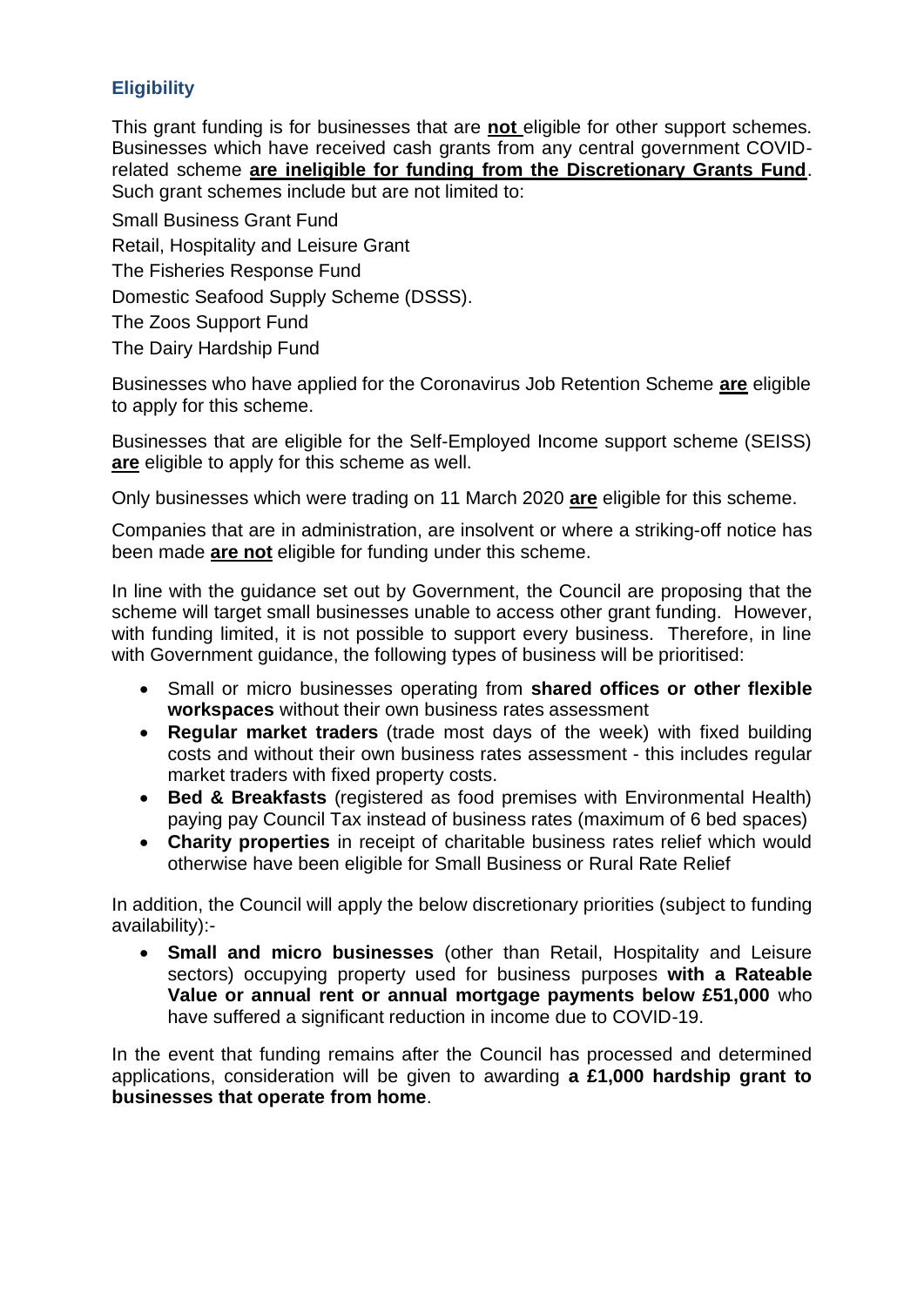## Eligibility

This grant funding is for businesses that are **not** eligible for other support schemes. Businesses which have received cash grants from any central government COVID-related scheme **are ineligible for funding from the Discretionary Grants Fund**. Such grant schemes include but are not limited to:

Small Business Grant Fund

Retail, Hospitality and Leisure Grant

The Fisheries Response Fund

Domestic Seafood Supply Scheme (DSSS).

The Zoos Support Fund

The Dairy Hardship Fund

Businesses who have applied for the Coronavirus Job Retention Scheme **are** eligible to apply for this scheme.

Businesses that are eligible for the Self-Employed Income support scheme (SEISS) **are** eligible to apply for this scheme as well.

Only businesses which were trading on 11 March 2020 **are** eligible for this scheme.

Companies that are in administration, are insolvent or where a striking-off notice has been made **are not** eligible for funding under this scheme.

In line with the guidance set out by Government, the Council are proposing that the scheme will target small businesses unable to access other grant funding. However, with funding limited, it is not possible to support every business. Therefore, in line with Government guidance, the following types of business will be prioritised:

- Small or micro businesses operating from **shared offices or other flexible workspaces** without their own business rates assessment
- **Regular market traders** (trade most days of the week) with fixed building costs and without their own business rates assessment - this includes regular market traders with fixed property costs.
- **Bed & Breakfasts** (registered as food premises with Environmental Health) paying pay Council Tax instead of business rates (maximum of 6 bed spaces)
- **Charity properties** in receipt of charitable business rates relief which would otherwise have been eligible for Small Business or Rural Rate Relief

In addition, the Council will apply the below discretionary priorities (subject to funding availability):-

- **Small and micro businesses** (other than Retail, Hospitality and Leisure sectors) occupying property used for business purposes **with a Rateable Value or annual rent or annual mortgage payments below £51,000** who have suffered a significant reduction in income due to COVID-19.

In the event that funding remains after the Council has processed and determined applications, consideration will be given to awarding **a £1,000 hardship grant to businesses that operate from home**.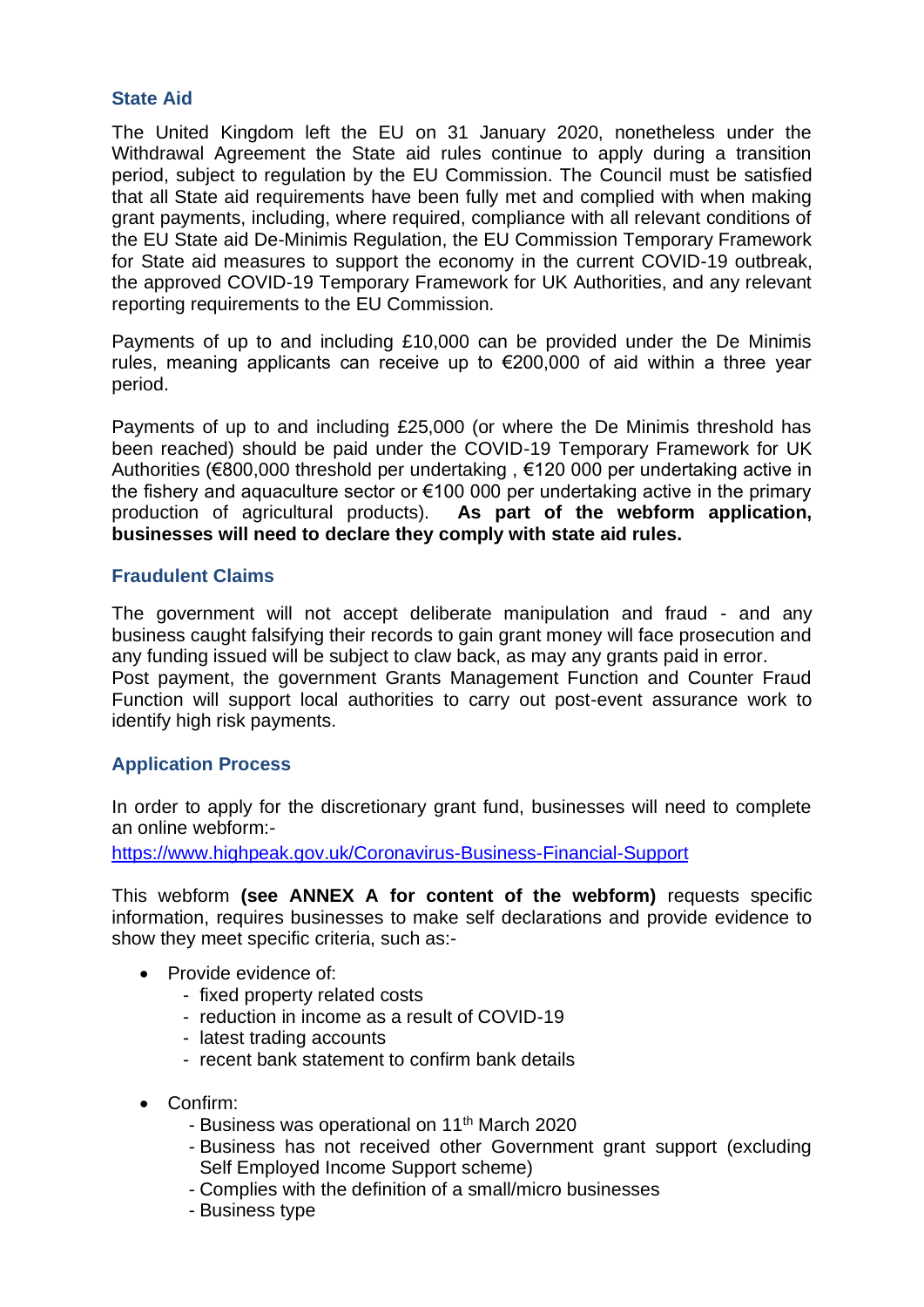## State Aid

The United Kingdom left the EU on 31 January 2020, nonetheless under the Withdrawal Agreement the State aid rules continue to apply during a transition period, subject to regulation by the EU Commission. The Council must be satisfied that all State aid requirements have been fully met and complied with when making grant payments, including, where required, compliance with all relevant conditions of the EU State aid De-Minimis Regulation, the EU Commission Temporary Framework for State aid measures to support the economy in the current COVID-19 outbreak, the approved COVID-19 Temporary Framework for UK Authorities, and any relevant reporting requirements to the EU Commission.

Payments of up to and including £10,000 can be provided under the De Minimis rules, meaning applicants can receive up to €200,000 of aid within a three year period.

Payments of up to and including £25,000 (or where the De Minimis threshold has been reached) should be paid under the COVID-19 Temporary Framework for UK Authorities (€800,000 threshold per undertaking , €120 000 per undertaking active in the fishery and aquaculture sector or €100 000 per undertaking active in the primary production of agricultural products). **As part of the webform application, businesses will need to declare they comply with state aid rules.**

## Fraudulent Claims

The government will not accept deliberate manipulation and fraud - and any business caught falsifying their records to gain grant money will face prosecution and any funding issued will be subject to claw back, as may any grants paid in error.
Post payment, the government Grants Management Function and Counter Fraud Function will support local authorities to carry out post-event assurance work to identify high risk payments.

## Application Process

In order to apply for the discretionary grant fund, businesses will need to complete an online webform:-

https://www.highpeak.gov.uk/Coronavirus-Business-Financial-Support

This webform **(see ANNEX A for content of the webform)** requests specific information, requires businesses to make self declarations and provide evidence to show they meet specific criteria, such as:-

- Provide evidence of:
  - fixed property related costs
  - reduction in income as a result of COVID-19
  - latest trading accounts
  - recent bank statement to confirm bank details

- Confirm:
  - Business was operational on 11th March 2020
  - Business has not received other Government grant support (excluding Self Employed Income Support scheme)
  - Complies with the definition of a small/micro businesses
  - Business type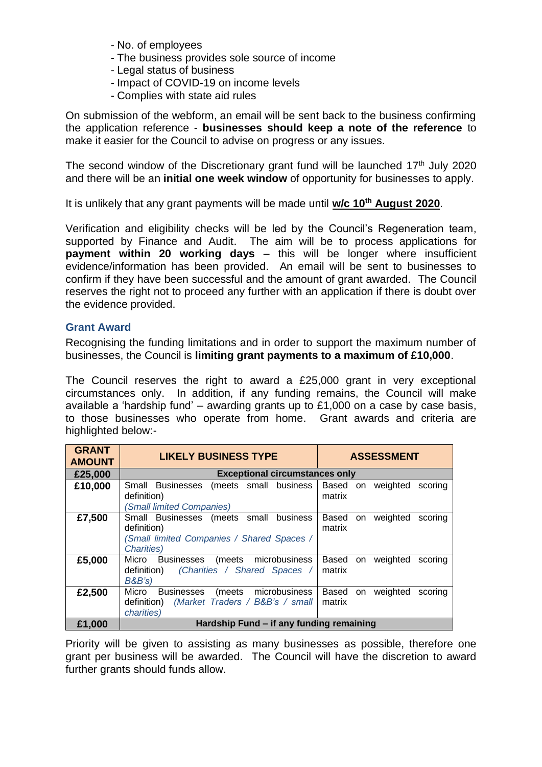- No. of employees
- The business provides sole source of income
- Legal status of business
- Impact of COVID-19 on income levels
- Complies with state aid rules

On submission of the webform, an email will be sent back to the business confirming the application reference - **businesses should keep a note of the reference** to make it easier for the Council to advise on progress or any issues.

The second window of the Discretionary grant fund will be launched 17th July 2020 and there will be an **initial one week window** of opportunity for businesses to apply.

It is unlikely that any grant payments will be made until **w/c 10th August 2020**.

Verification and eligibility checks will be led by the Council's Regeneration team, supported by Finance and Audit. The aim will be to process applications for **payment within 20 working days** – this will be longer where insufficient evidence/information has been provided. An email will be sent to businesses to confirm if they have been successful and the amount of grant awarded. The Council reserves the right not to proceed any further with an application if there is doubt over the evidence provided.

### Grant Award

Recognising the funding limitations and in order to support the maximum number of businesses, the Council is **limiting grant payments to a maximum of £10,000**.

The Council reserves the right to award a £25,000 grant in very exceptional circumstances only. In addition, if any funding remains, the Council will make available a 'hardship fund' – awarding grants up to £1,000 on a case by case basis, to those businesses who operate from home. Grant awards and criteria are highlighted below:-

| GRANT AMOUNT | LIKELY BUSINESS TYPE | ASSESSMENT |
|---|---|---|
| **£25,000** | **Exceptional circumstances only** | |
| **£10,000** | Small Businesses (meets small business definition) *(Small limited Companies)* | Based on weighted scoring matrix |
| **£7,500** | Small Businesses (meets small business definition) *(Small limited Companies / Shared Spaces / Charities)* | Based on weighted scoring matrix |
| **£5,000** | Micro Businesses (meets microbusiness definition) *(Charities / Shared Spaces / B&B's)* | Based on weighted scoring matrix |
| **£2,500** | Micro Businesses (meets microbusiness definition) *(Market Traders / B&B's / small charities)* | Based on weighted scoring matrix |
| **£1,000** | **Hardship Fund – if any funding remaining** | |

Priority will be given to assisting as many businesses as possible, therefore one grant per business will be awarded. The Council will have the discretion to award further grants should funds allow.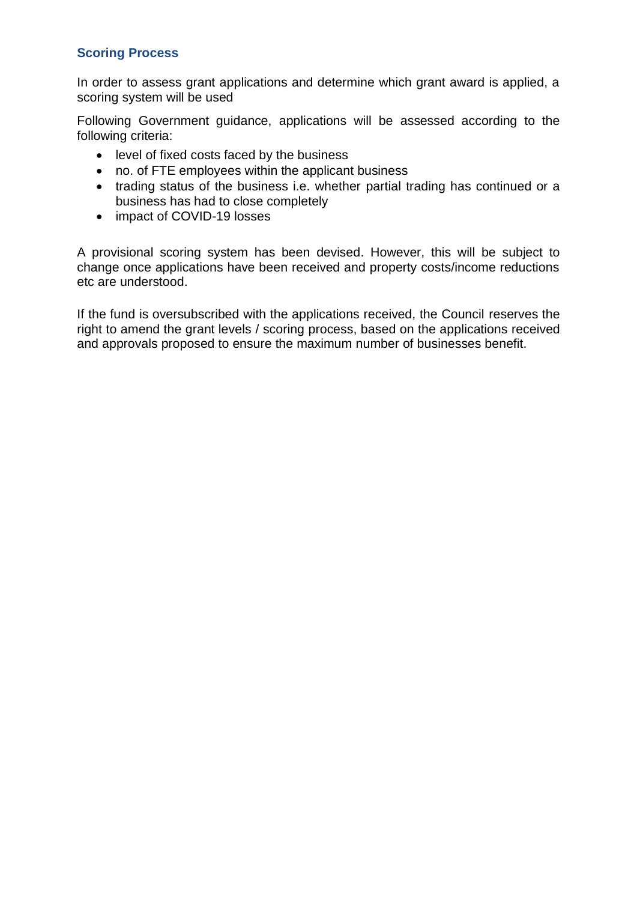### Scoring Process

In order to assess grant applications and determine which grant award is applied, a scoring system will be used

Following Government guidance, applications will be assessed according to the following criteria:

- level of fixed costs faced by the business
- no. of FTE employees within the applicant business
- trading status of the business i.e. whether partial trading has continued or a business has had to close completely
- impact of COVID-19 losses

A provisional scoring system has been devised. However, this will be subject to change once applications have been received and property costs/income reductions etc are understood.

If the fund is oversubscribed with the applications received, the Council reserves the right to amend the grant levels / scoring process, based on the applications received and approvals proposed to ensure the maximum number of businesses benefit.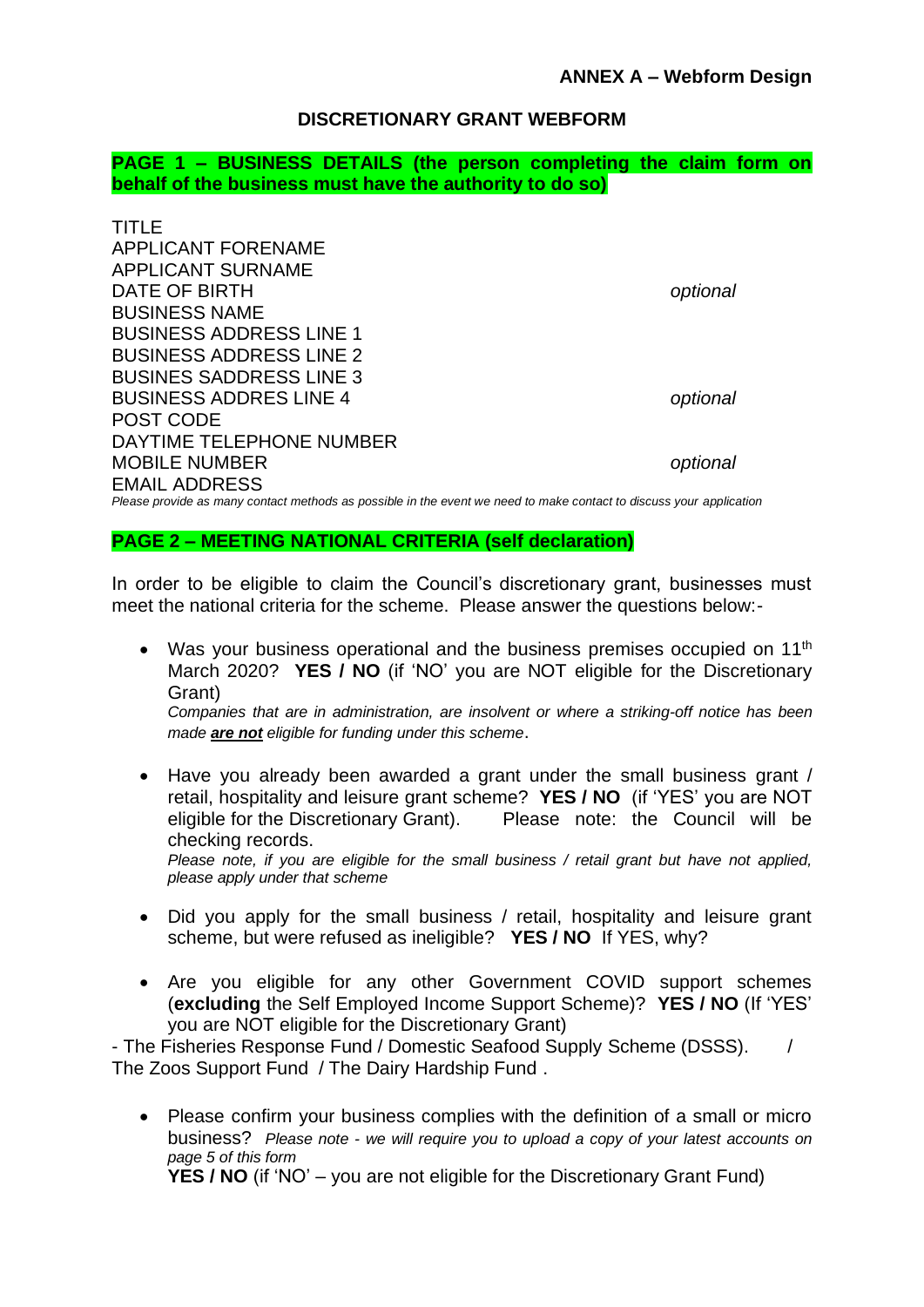**ANNEX A – Webform Design**

## DISCRETIONARY GRANT WEBFORM

### PAGE 1 – BUSINESS DETAILS (the person completing the claim form on behalf of the business must have the authority to do so)

| Field | |
|---|---|
| TITLE | |
| APPLICANT FORENAME | |
| APPLICANT SURNAME | |
| DATE OF BIRTH | *optional* |
| BUSINESS NAME | |
| BUSINESS ADDRESS LINE 1 | |
| BUSINESS ADDRESS LINE 2 | |
| BUSINES SADDRESS LINE 3 | |
| BUSINESS ADDRES LINE 4 | *optional* |
| POST CODE | |
| DAYTIME TELEPHONE NUMBER | |
| MOBILE NUMBER | *optional* |
| EMAIL ADDRESS | |

*Please provide as many contact methods as possible in the event we need to make contact to discuss your application*

### PAGE 2 – MEETING NATIONAL CRITERIA (self declaration)

In order to be eligible to claim the Council's discretionary grant, businesses must meet the national criteria for the scheme. Please answer the questions below:-

- Was your business operational and the business premises occupied on 11th March 2020? **YES / NO** (if 'NO' you are NOT eligible for the Discretionary Grant)
  *Companies that are in administration, are insolvent or where a striking-off notice has been made **are not** eligible for funding under this scheme*.

- Have you already been awarded a grant under the small business grant / retail, hospitality and leisure grant scheme? **YES / NO** (if 'YES' you are NOT eligible for the Discretionary Grant). Please note: the Council will be checking records.
  *Please note, if you are eligible for the small business / retail grant but have not applied, please apply under that scheme*

- Did you apply for the small business / retail, hospitality and leisure grant scheme, but were refused as ineligible? **YES / NO** If YES, why?

- Are you eligible for any other Government COVID support schemes (**excluding** the Self Employed Income Support Scheme)? **YES / NO** (If 'YES' you are NOT eligible for the Discretionary Grant)

- The Fisheries Response Fund / Domestic Seafood Supply Scheme (DSSS). / The Zoos Support Fund / The Dairy Hardship Fund .

- Please confirm your business complies with the definition of a small or micro business? *Please note - we will require you to upload a copy of your latest accounts on page 5 of this form*
  **YES / NO** (if 'NO' – you are not eligible for the Discretionary Grant Fund)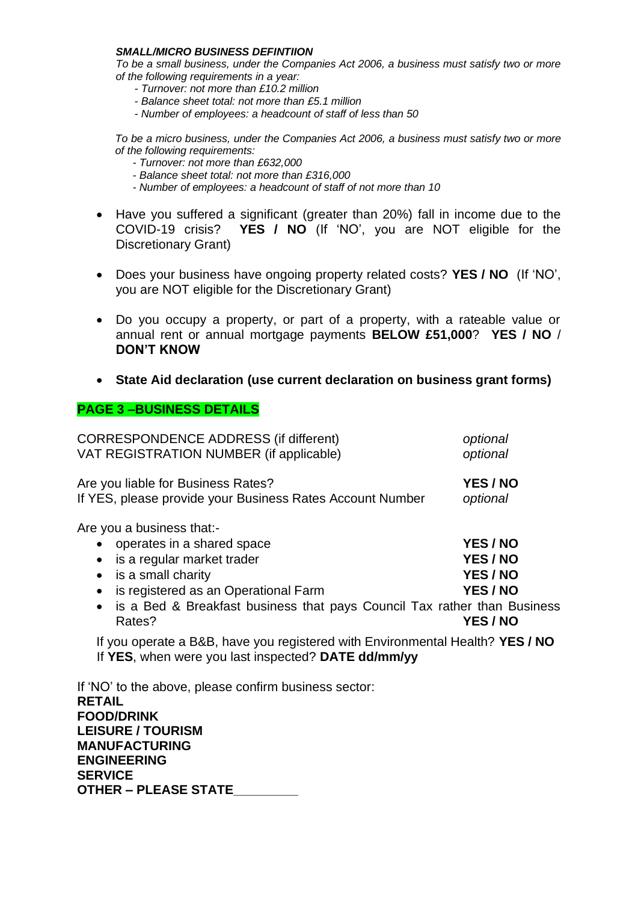***SMALL/MICRO BUSINESS DEFINTIION***

*To be a small business, under the Companies Act 2006, a business must satisfy two or more of the following requirements in a year:*

- *Turnover: not more than £10.2 million*
- *Balance sheet total: not more than £5.1 million*
- *Number of employees: a headcount of staff of less than 50*

*To be a micro business, under the Companies Act 2006, a business must satisfy two or more of the following requirements:*

- *Turnover: not more than £632,000*
- *Balance sheet total: not more than £316,000*
- *Number of employees: a headcount of staff of not more than 10*

- Have you suffered a significant (greater than 20%) fall in income due to the COVID-19 crisis? **YES / NO** (If 'NO', you are NOT eligible for the Discretionary Grant)
- Does your business have ongoing property related costs? **YES / NO** (If 'NO', you are NOT eligible for the Discretionary Grant)
- Do you occupy a property, or part of a property, with a rateable value or annual rent or annual mortgage payments **BELOW £51,000**? **YES / NO** / **DON'T KNOW**
- **State Aid declaration (use current declaration on business grant forms)**

## PAGE 3 –BUSINESS DETAILS

| | |
|---|---|
| CORRESPONDENCE ADDRESS (if different) | *optional* |
| VAT REGISTRATION NUMBER (if applicable) | *optional* |
| Are you liable for Business Rates? | **YES / NO** |
| If YES, please provide your Business Rates Account Number | *optional* |

Are you a business that:-

- operates in a shared space **YES / NO**
- is a regular market trader **YES / NO**
- is a small charity **YES / NO**
- is registered as an Operational Farm **YES / NO**
- is a Bed & Breakfast business that pays Council Tax rather than Business Rates? **YES / NO**

If you operate a B&B, have you registered with Environmental Health? **YES / NO**
If **YES**, when were you last inspected? **DATE dd/mm/yy**

If 'NO' to the above, please confirm business sector:

**RETAIL**
**FOOD/DRINK**
**LEISURE / TOURISM**
**MANUFACTURING**
**ENGINEERING**
**SERVICE**
**OTHER – PLEASE STATE_________**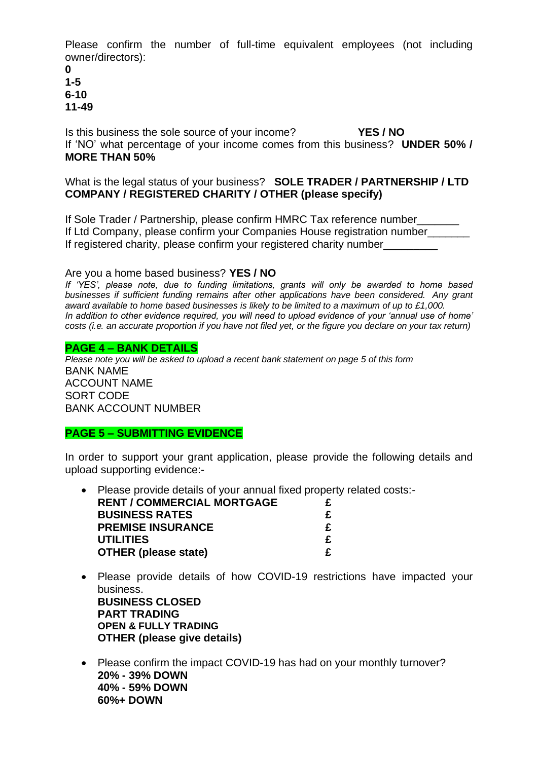Please confirm the number of full-time equivalent employees (not including owner/directors):

**0**
**1-5**
**6-10**
**11-49**

Is this business the sole source of your income? **YES / NO**
If 'NO' what percentage of your income comes from this business? **UNDER 50% / MORE THAN 50%**

What is the legal status of your business? **SOLE TRADER / PARTNERSHIP / LTD COMPANY / REGISTERED CHARITY / OTHER (please specify)**

If Sole Trader / Partnership, please confirm HMRC Tax reference number_______
If Ltd Company, please confirm your Companies House registration number_______
If registered charity, please confirm your registered charity number_________

Are you a home based business? **YES / NO**
*If 'YES', please note, due to funding limitations, grants will only be awarded to home based businesses if sufficient funding remains after other applications have been considered. Any grant award available to home based businesses is likely to be limited to a maximum of up to £1,000.*
*In addition to other evidence required, you will need to upload evidence of your 'annual use of home' costs (i.e. an accurate proportion if you have not filed yet, or the figure you declare on your tax return)*

## PAGE 4 – BANK DETAILS

*Please note you will be asked to upload a recent bank statement on page 5 of this form*
BANK NAME
ACCOUNT NAME
SORT CODE
BANK ACCOUNT NUMBER

## PAGE 5 – SUBMITTING EVIDENCE

In order to support your grant application, please provide the following details and upload supporting evidence:-

- Please provide details of your annual fixed property related costs:-

| | |
|---|---|
| **RENT / COMMERCIAL MORTGAGE** | **£** |
| **BUSINESS RATES** | **£** |
| **PREMISE INSURANCE** | **£** |
| **UTILITIES** | **£** |
| **OTHER (please state)** | **£** |

- Please provide details of how COVID-19 restrictions have impacted your business.
  **BUSINESS CLOSED**
  **PART TRADING**
  **OPEN & FULLY TRADING**
  **OTHER (please give details)**

- Please confirm the impact COVID-19 has had on your monthly turnover?
  **20% - 39% DOWN**
  **40% - 59% DOWN**
  **60%+ DOWN**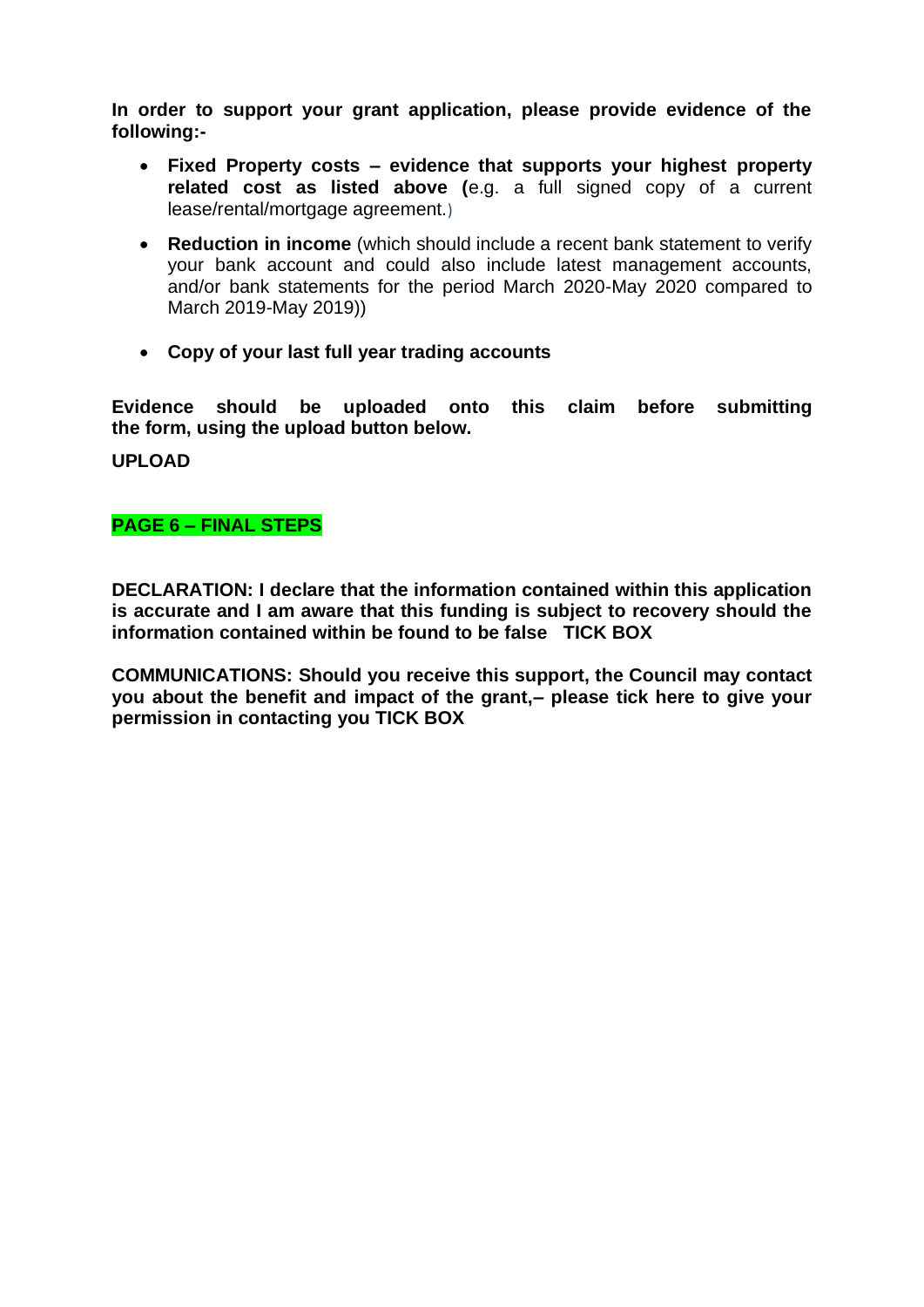**In order to support your grant application, please provide evidence of the following:-**

- **Fixed Property costs – evidence that supports your highest property related cost as listed above (**e.g. a full signed copy of a current lease/rental/mortgage agreement.)
- **Reduction in income** (which should include a recent bank statement to verify your bank account and could also include latest management accounts, and/or bank statements for the period March 2020-May 2020 compared to March 2019-May 2019))
- **Copy of your last full year trading accounts**

**Evidence should be uploaded onto this claim before submitting the form, using the upload button below.**

**UPLOAD**

**PAGE 6 – FINAL STEPS**

**DECLARATION: I declare that the information contained within this application is accurate and I am aware that this funding is subject to recovery should the information contained within be found to be false TICK BOX**

**COMMUNICATIONS: Should you receive this support, the Council may contact you about the benefit and impact of the grant,– please tick here to give your permission in contacting you TICK BOX**